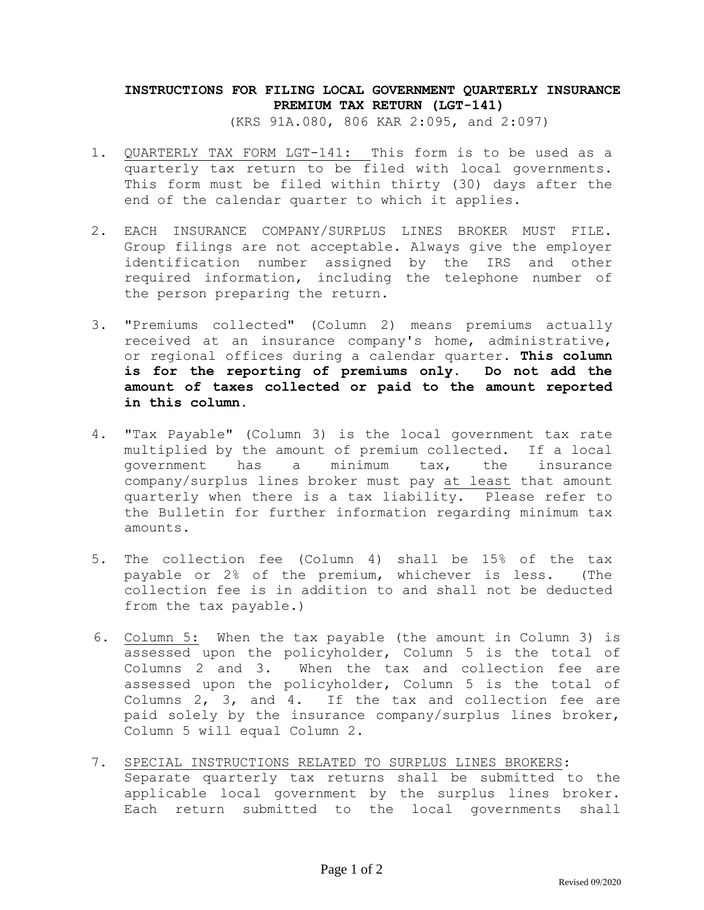# INSTRUCTIONS FOR FILING LOCAL GOVERNMENT QUARTERLY INSURANCE PREMIUM TAX RETURN (LGT-141)

(KRS 91A.080, 806 KAR 2:095, and 2:097)

1. QUARTERLY TAX FORM LGT-141: This form is to be used as a quarterly tax return to be filed with local governments. This form must be filed within thirty (30) days after the end of the calendar quarter to which it applies.

2. EACH INSURANCE COMPANY/SURPLUS LINES BROKER MUST FILE. Group filings are not acceptable. Always give the employer identification number assigned by the IRS and other required information, including the telephone number of the person preparing the return.

3. "Premiums collected" (Column 2) means premiums actually received at an insurance company's home, administrative, or regional offices during a calendar quarter. **This column is for the reporting of premiums only. Do not add the amount of taxes collected or paid to the amount reported in this column.**

4. "Tax Payable" (Column 3) is the local government tax rate multiplied by the amount of premium collected. If a local government has a minimum tax, the insurance company/surplus lines broker must pay at least that amount quarterly when there is a tax liability. Please refer to the Bulletin for further information regarding minimum tax amounts.

5. The collection fee (Column 4) shall be 15% of the tax payable or 2% of the premium, whichever is less. (The collection fee is in addition to and shall not be deducted from the tax payable.)

6. Column 5: When the tax payable (the amount in Column 3) is assessed upon the policyholder, Column 5 is the total of Columns 2 and 3. When the tax and collection fee are assessed upon the policyholder, Column 5 is the total of Columns 2, 3, and 4. If the tax and collection fee are paid solely by the insurance company/surplus lines broker, Column 5 will equal Column 2.

7. SPECIAL INSTRUCTIONS RELATED TO SURPLUS LINES BROKERS: Separate quarterly tax returns shall be submitted to the applicable local government by the surplus lines broker. Each return submitted to the local governments shall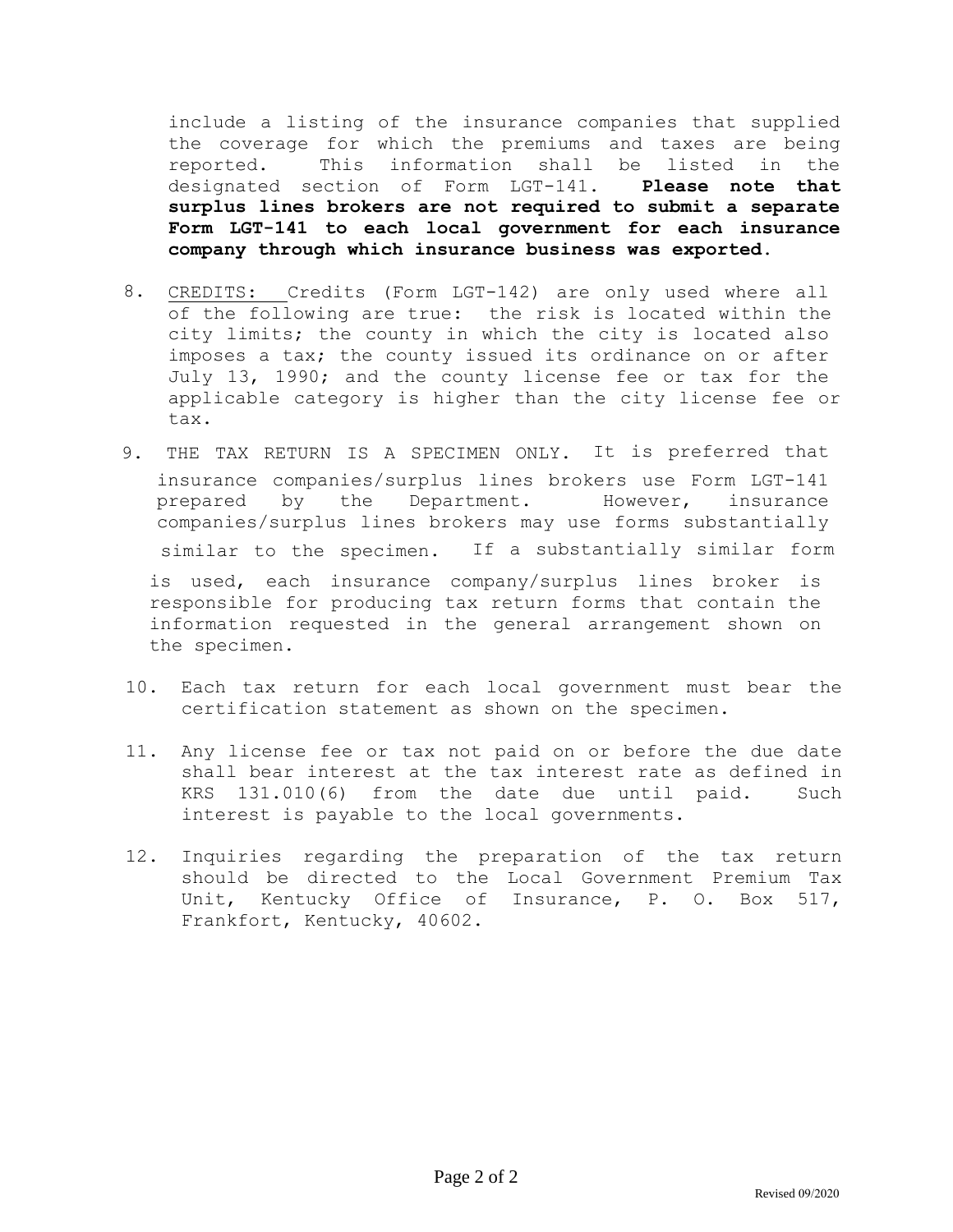include a listing of the insurance companies that supplied the coverage for which the premiums and taxes are being reported. This information shall be listed in the designated section of Form LGT-141. **Please note that surplus lines brokers are not required to submit a separate Form LGT-141 to each local government for each insurance company through which insurance business was exported.**

8. CREDITS: Credits (Form LGT-142) are only used where all of the following are true: the risk is located within the city limits; the county in which the city is located also imposes a tax; the county issued its ordinance on or after July 13, 1990; and the county license fee or tax for the applicable category is higher than the city license fee or tax.

9. THE TAX RETURN IS A SPECIMEN ONLY. It is preferred that insurance companies/surplus lines brokers use Form LGT-141 prepared by the Department. However, insurance companies/surplus lines brokers may use forms substantially similar to the specimen. If a substantially similar form is used, each insurance company/surplus lines broker is responsible for producing tax return forms that contain the information requested in the general arrangement shown on the specimen.

10. Each tax return for each local government must bear the certification statement as shown on the specimen.

11. Any license fee or tax not paid on or before the due date shall bear interest at the tax interest rate as defined in KRS 131.010(6) from the date due until paid. Such interest is payable to the local governments.

12. Inquiries regarding the preparation of the tax return should be directed to the Local Government Premium Tax Unit, Kentucky Office of Insurance, P. O. Box 517, Frankfort, Kentucky, 40602.

Revised 09/2020